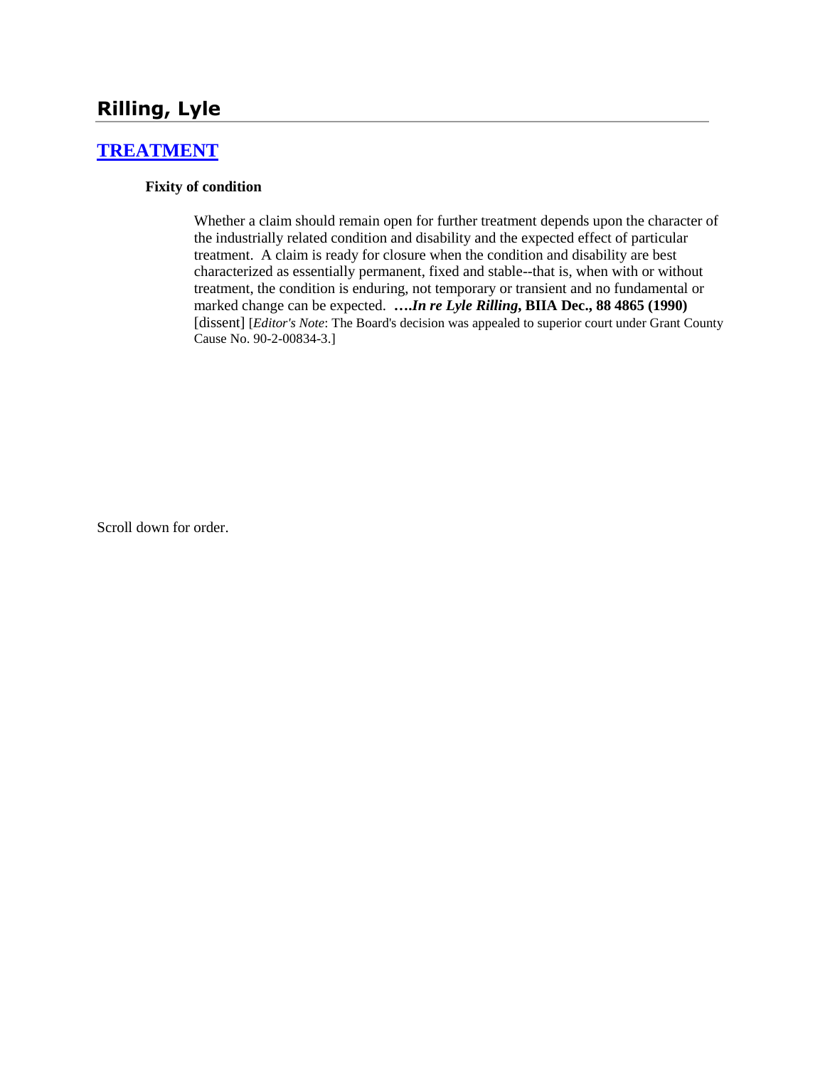# Rilling, Lyle

## [TREATMENT]

### Fixity of condition

Whether a claim should remain open for further treatment depends upon the character of the industrially related condition and disability and the expected effect of particular treatment. A claim is ready for closure when the condition and disability are best characterized as essentially permanent, fixed and stable--that is, when with or without treatment, the condition is enduring, not temporary or transient and no fundamental or marked change can be expected. ***….In re Lyle Rilling*, BIIA Dec., 88 4865 (1990)** [dissent] [*Editor's Note*: The Board's decision was appealed to superior court under Grant County Cause No. 90-2-00834-3.]

Scroll down for order.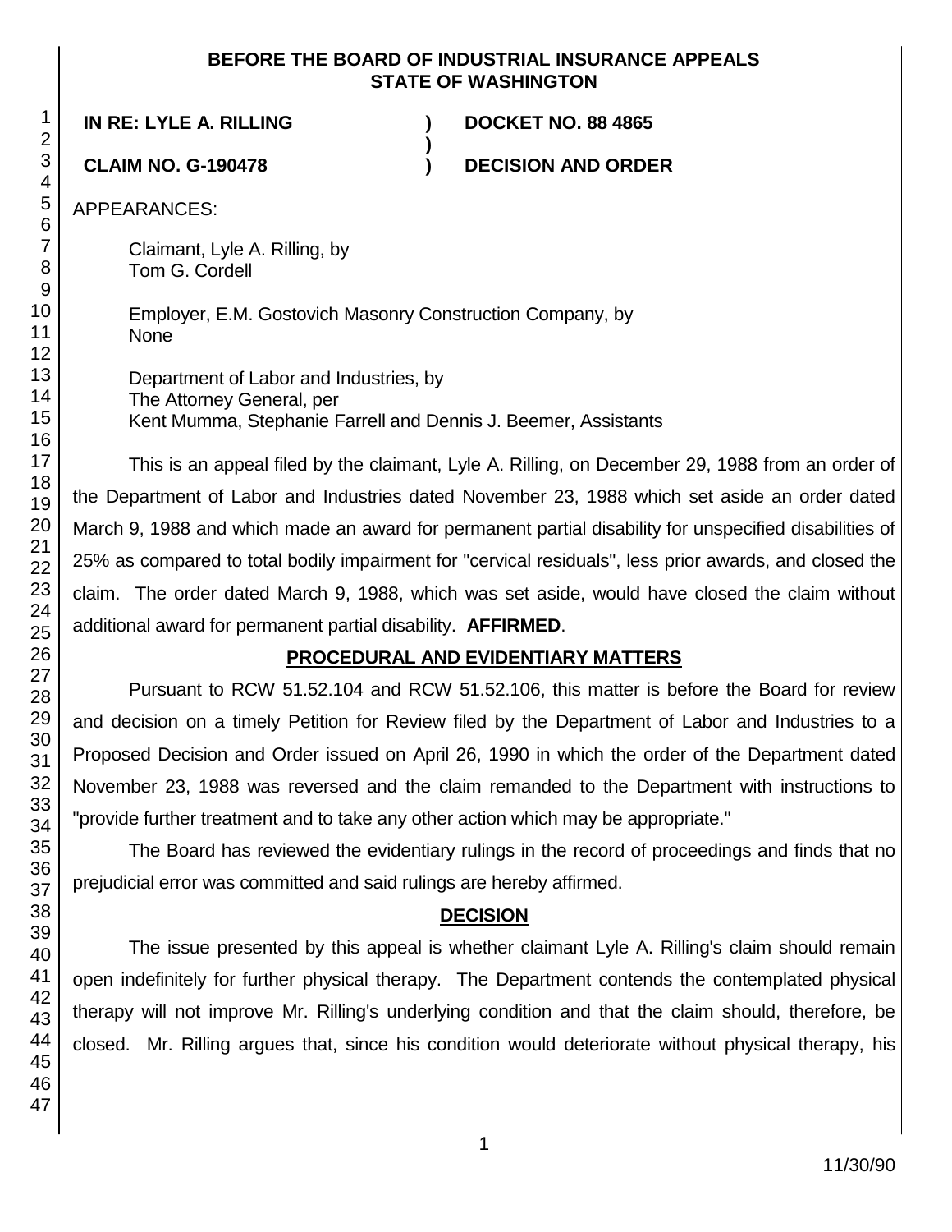**BEFORE THE BOARD OF INDUSTRIAL INSURANCE APPEALS**
**STATE OF WASHINGTON**

| | | |
|---|---|---|
| **IN RE: LYLE A. RILLING** | **)** | **DOCKET NO. 88 4865** |
| | **)** | |
| **CLAIM NO. G-190478** | **)** | **DECISION AND ORDER** |

APPEARANCES:

Claimant, Lyle A. Rilling, by
Tom G. Cordell

Employer, E.M. Gostovich Masonry Construction Company, by
None

Department of Labor and Industries, by
The Attorney General, per
Kent Mumma, Stephanie Farrell and Dennis J. Beemer, Assistants

This is an appeal filed by the claimant, Lyle A. Rilling, on December 29, 1988 from an order of the Department of Labor and Industries dated November 23, 1988 which set aside an order dated March 9, 1988 and which made an award for permanent partial disability for unspecified disabilities of 25% as compared to total bodily impairment for "cervical residuals", less prior awards, and closed the claim. The order dated March 9, 1988, which was set aside, would have closed the claim without additional award for permanent partial disability. **AFFIRMED**.

## PROCEDURAL AND EVIDENTIARY MATTERS

Pursuant to RCW 51.52.104 and RCW 51.52.106, this matter is before the Board for review and decision on a timely Petition for Review filed by the Department of Labor and Industries to a Proposed Decision and Order issued on April 26, 1990 in which the order of the Department dated November 23, 1988 was reversed and the claim remanded to the Department with instructions to "provide further treatment and to take any other action which may be appropriate."

The Board has reviewed the evidentiary rulings in the record of proceedings and finds that no prejudicial error was committed and said rulings are hereby affirmed.

## DECISION

The issue presented by this appeal is whether claimant Lyle A. Rilling's claim should remain open indefinitely for further physical therapy. The Department contends the contemplated physical therapy will not improve Mr. Rilling's underlying condition and that the claim should, therefore, be closed. Mr. Rilling argues that, since his condition would deteriorate without physical therapy, his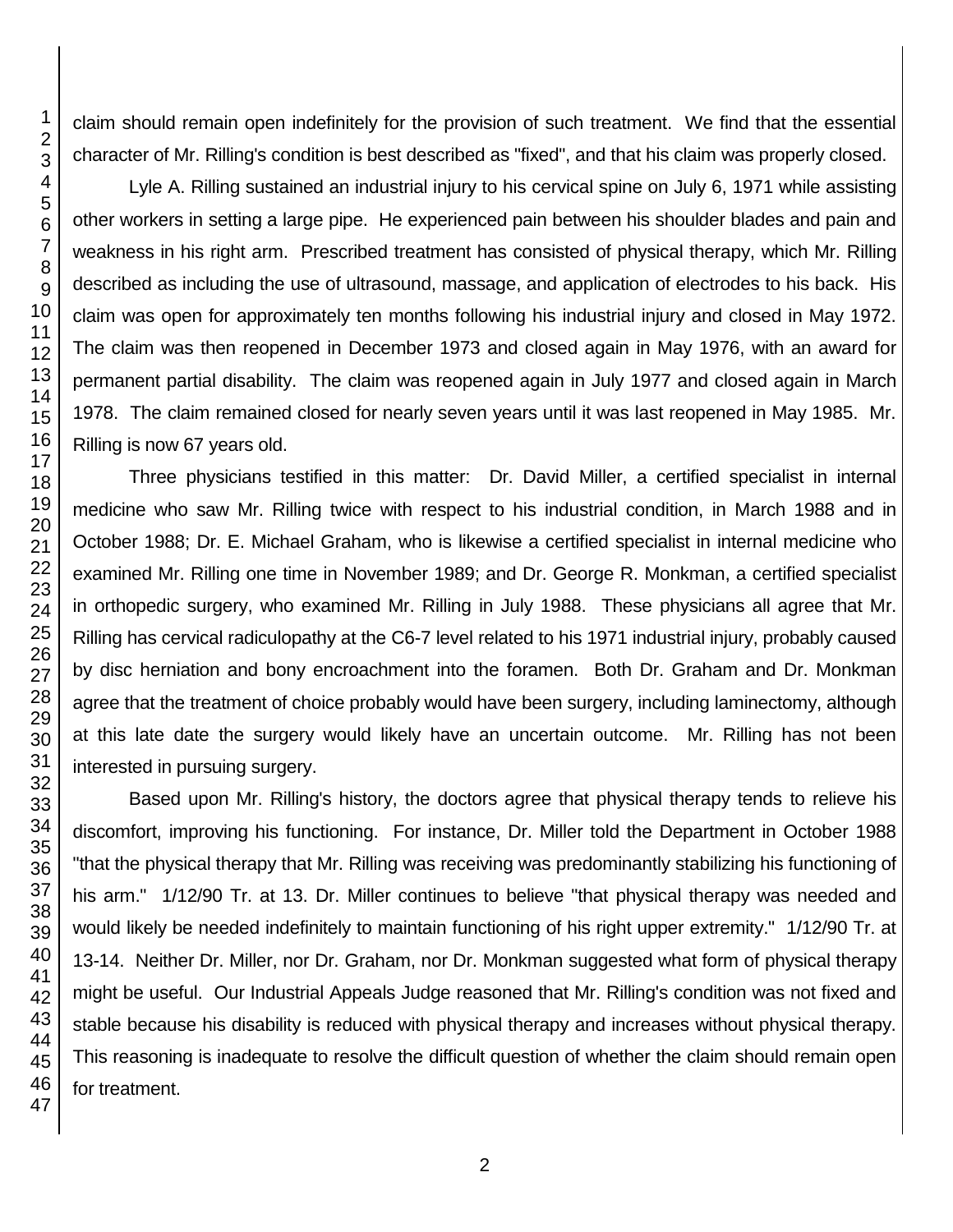claim should remain open indefinitely for the provision of such treatment. We find that the essential character of Mr. Rilling's condition is best described as "fixed", and that his claim was properly closed.

Lyle A. Rilling sustained an industrial injury to his cervical spine on July 6, 1971 while assisting other workers in setting a large pipe. He experienced pain between his shoulder blades and pain and weakness in his right arm. Prescribed treatment has consisted of physical therapy, which Mr. Rilling described as including the use of ultrasound, massage, and application of electrodes to his back. His claim was open for approximately ten months following his industrial injury and closed in May 1972. The claim was then reopened in December 1973 and closed again in May 1976, with an award for permanent partial disability. The claim was reopened again in July 1977 and closed again in March 1978. The claim remained closed for nearly seven years until it was last reopened in May 1985. Mr. Rilling is now 67 years old.

Three physicians testified in this matter: Dr. David Miller, a certified specialist in internal medicine who saw Mr. Rilling twice with respect to his industrial condition, in March 1988 and in October 1988; Dr. E. Michael Graham, who is likewise a certified specialist in internal medicine who examined Mr. Rilling one time in November 1989; and Dr. George R. Monkman, a certified specialist in orthopedic surgery, who examined Mr. Rilling in July 1988. These physicians all agree that Mr. Rilling has cervical radiculopathy at the C6-7 level related to his 1971 industrial injury, probably caused by disc herniation and bony encroachment into the foramen. Both Dr. Graham and Dr. Monkman agree that the treatment of choice probably would have been surgery, including laminectomy, although at this late date the surgery would likely have an uncertain outcome. Mr. Rilling has not been interested in pursuing surgery.

Based upon Mr. Rilling's history, the doctors agree that physical therapy tends to relieve his discomfort, improving his functioning. For instance, Dr. Miller told the Department in October 1988 "that the physical therapy that Mr. Rilling was receiving was predominantly stabilizing his functioning of his arm." 1/12/90 Tr. at 13. Dr. Miller continues to believe "that physical therapy was needed and would likely be needed indefinitely to maintain functioning of his right upper extremity." 1/12/90 Tr. at 13-14. Neither Dr. Miller, nor Dr. Graham, nor Dr. Monkman suggested what form of physical therapy might be useful. Our Industrial Appeals Judge reasoned that Mr. Rilling's condition was not fixed and stable because his disability is reduced with physical therapy and increases without physical therapy. This reasoning is inadequate to resolve the difficult question of whether the claim should remain open for treatment.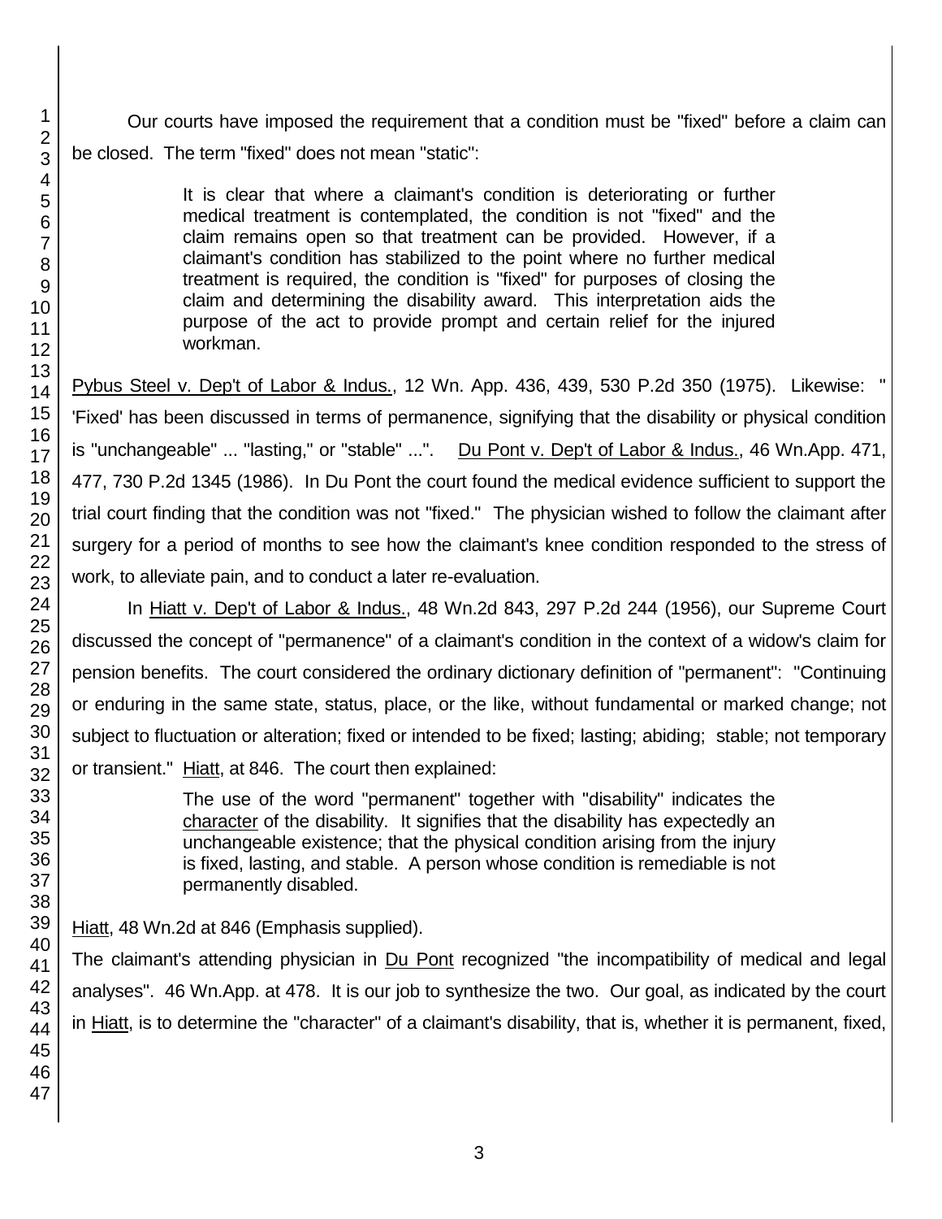Our courts have imposed the requirement that a condition must be "fixed" before a claim can be closed. The term "fixed" does not mean "static":

> It is clear that where a claimant's condition is deteriorating or further medical treatment is contemplated, the condition is not "fixed" and the claim remains open so that treatment can be provided. However, if a claimant's condition has stabilized to the point where no further medical treatment is required, the condition is "fixed" for purposes of closing the claim and determining the disability award. This interpretation aids the purpose of the act to provide prompt and certain relief for the injured workman.

Pybus Steel v. Dep't of Labor & Indus., 12 Wn. App. 436, 439, 530 P.2d 350 (1975). Likewise: " 'Fixed' has been discussed in terms of permanence, signifying that the disability or physical condition is "unchangeable" ... "lasting," or "stable" ...". Du Pont v. Dep't of Labor & Indus., 46 Wn.App. 471, 477, 730 P.2d 1345 (1986). In Du Pont the court found the medical evidence sufficient to support the trial court finding that the condition was not "fixed." The physician wished to follow the claimant after surgery for a period of months to see how the claimant's knee condition responded to the stress of work, to alleviate pain, and to conduct a later re-evaluation.

In Hiatt v. Dep't of Labor & Indus., 48 Wn.2d 843, 297 P.2d 244 (1956), our Supreme Court discussed the concept of "permanence" of a claimant's condition in the context of a widow's claim for pension benefits. The court considered the ordinary dictionary definition of "permanent": "Continuing or enduring in the same state, status, place, or the like, without fundamental or marked change; not subject to fluctuation or alteration; fixed or intended to be fixed; lasting; abiding; stable; not temporary or transient." Hiatt, at 846. The court then explained:

> The use of the word "permanent" together with "disability" indicates the character of the disability. It signifies that the disability has expectedly an unchangeable existence; that the physical condition arising from the injury is fixed, lasting, and stable. A person whose condition is remediable is not permanently disabled.

Hiatt, 48 Wn.2d at 846 (Emphasis supplied).

The claimant's attending physician in Du Pont recognized "the incompatibility of medical and legal analyses". 46 Wn.App. at 478. It is our job to synthesize the two. Our goal, as indicated by the court in Hiatt, is to determine the "character" of a claimant's disability, that is, whether it is permanent, fixed,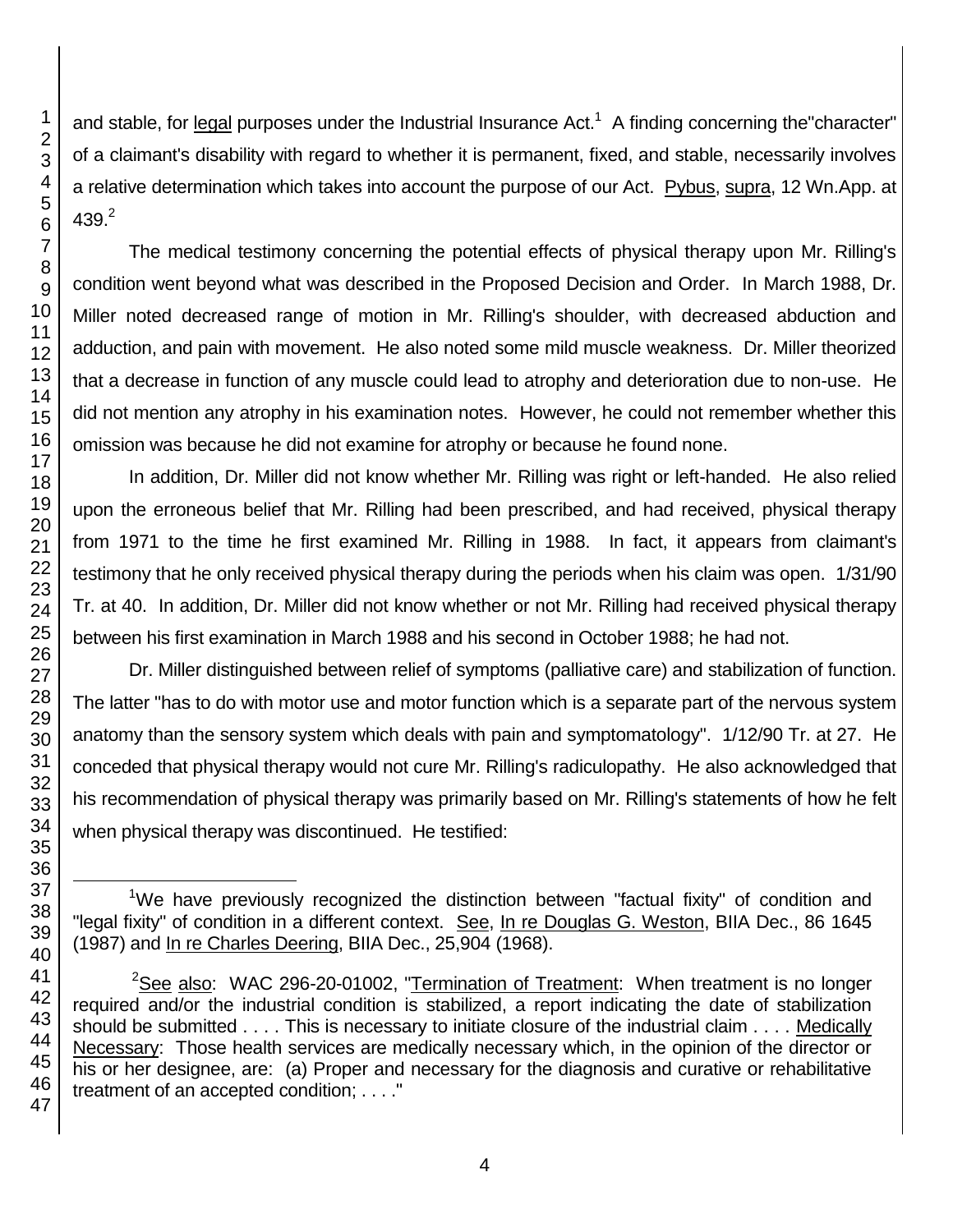and stable, for legal purposes under the Industrial Insurance Act.[1] A finding concerning the"character" of a claimant's disability with regard to whether it is permanent, fixed, and stable, necessarily involves a relative determination which takes into account the purpose of our Act. Pybus, supra, 12 Wn.App. at 439.[2]

The medical testimony concerning the potential effects of physical therapy upon Mr. Rilling's condition went beyond what was described in the Proposed Decision and Order. In March 1988, Dr. Miller noted decreased range of motion in Mr. Rilling's shoulder, with decreased abduction and adduction, and pain with movement. He also noted some mild muscle weakness. Dr. Miller theorized that a decrease in function of any muscle could lead to atrophy and deterioration due to non-use. He did not mention any atrophy in his examination notes. However, he could not remember whether this omission was because he did not examine for atrophy or because he found none.

In addition, Dr. Miller did not know whether Mr. Rilling was right or left-handed. He also relied upon the erroneous belief that Mr. Rilling had been prescribed, and had received, physical therapy from 1971 to the time he first examined Mr. Rilling in 1988. In fact, it appears from claimant's testimony that he only received physical therapy during the periods when his claim was open. 1/31/90 Tr. at 40. In addition, Dr. Miller did not know whether or not Mr. Rilling had received physical therapy between his first examination in March 1988 and his second in October 1988; he had not.

Dr. Miller distinguished between relief of symptoms (palliative care) and stabilization of function. The latter "has to do with motor use and motor function which is a separate part of the nervous system anatomy than the sensory system which deals with pain and symptomatology". 1/12/90 Tr. at 27. He conceded that physical therapy would not cure Mr. Rilling's radiculopathy. He also acknowledged that his recommendation of physical therapy was primarily based on Mr. Rilling's statements of how he felt when physical therapy was discontinued. He testified:

---

[1] We have previously recognized the distinction between "factual fixity" of condition and "legal fixity" of condition in a different context. See, In re Douglas G. Weston, BIIA Dec., 86 1645 (1987) and In re Charles Deering, BIIA Dec., 25,904 (1968).

[2] See also: WAC 296-20-01002, "Termination of Treatment: When treatment is no longer required and/or the industrial condition is stabilized, a report indicating the date of stabilization should be submitted . . . . This is necessary to initiate closure of the industrial claim . . . . Medically Necessary: Those health services are medically necessary which, in the opinion of the director or his or her designee, are: (a) Proper and necessary for the diagnosis and curative or rehabilitative treatment of an accepted condition; . . . ."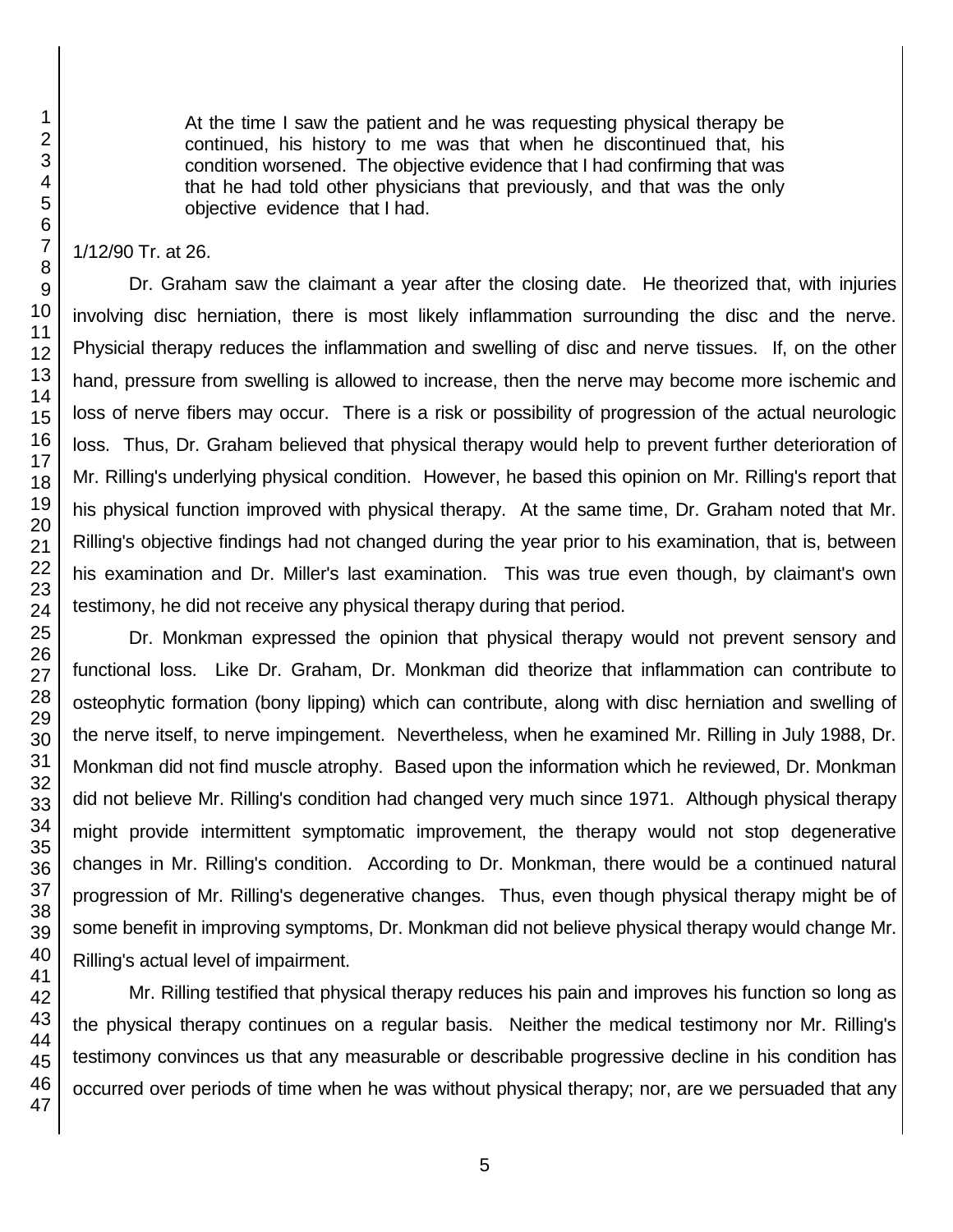> At the time I saw the patient and he was requesting physical therapy be continued, his history to me was that when he discontinued that, his condition worsened. The objective evidence that I had confirming that was that he had told other physicians that previously, and that was the only objective evidence that I had.

1/12/90 Tr. at 26.

Dr. Graham saw the claimant a year after the closing date. He theorized that, with injuries involving disc herniation, there is most likely inflammation surrounding the disc and the nerve. Physicial therapy reduces the inflammation and swelling of disc and nerve tissues. If, on the other hand, pressure from swelling is allowed to increase, then the nerve may become more ischemic and loss of nerve fibers may occur. There is a risk or possibility of progression of the actual neurologic loss. Thus, Dr. Graham believed that physical therapy would help to prevent further deterioration of Mr. Rilling's underlying physical condition. However, he based this opinion on Mr. Rilling's report that his physical function improved with physical therapy. At the same time, Dr. Graham noted that Mr. Rilling's objective findings had not changed during the year prior to his examination, that is, between his examination and Dr. Miller's last examination. This was true even though, by claimant's own testimony, he did not receive any physical therapy during that period.

Dr. Monkman expressed the opinion that physical therapy would not prevent sensory and functional loss. Like Dr. Graham, Dr. Monkman did theorize that inflammation can contribute to osteophytic formation (bony lipping) which can contribute, along with disc herniation and swelling of the nerve itself, to nerve impingement. Nevertheless, when he examined Mr. Rilling in July 1988, Dr. Monkman did not find muscle atrophy. Based upon the information which he reviewed, Dr. Monkman did not believe Mr. Rilling's condition had changed very much since 1971. Although physical therapy might provide intermittent symptomatic improvement, the therapy would not stop degenerative changes in Mr. Rilling's condition. According to Dr. Monkman, there would be a continued natural progression of Mr. Rilling's degenerative changes. Thus, even though physical therapy might be of some benefit in improving symptoms, Dr. Monkman did not believe physical therapy would change Mr. Rilling's actual level of impairment.

Mr. Rilling testified that physical therapy reduces his pain and improves his function so long as the physical therapy continues on a regular basis. Neither the medical testimony nor Mr. Rilling's testimony convinces us that any measurable or describable progressive decline in his condition has occurred over periods of time when he was without physical therapy; nor, are we persuaded that any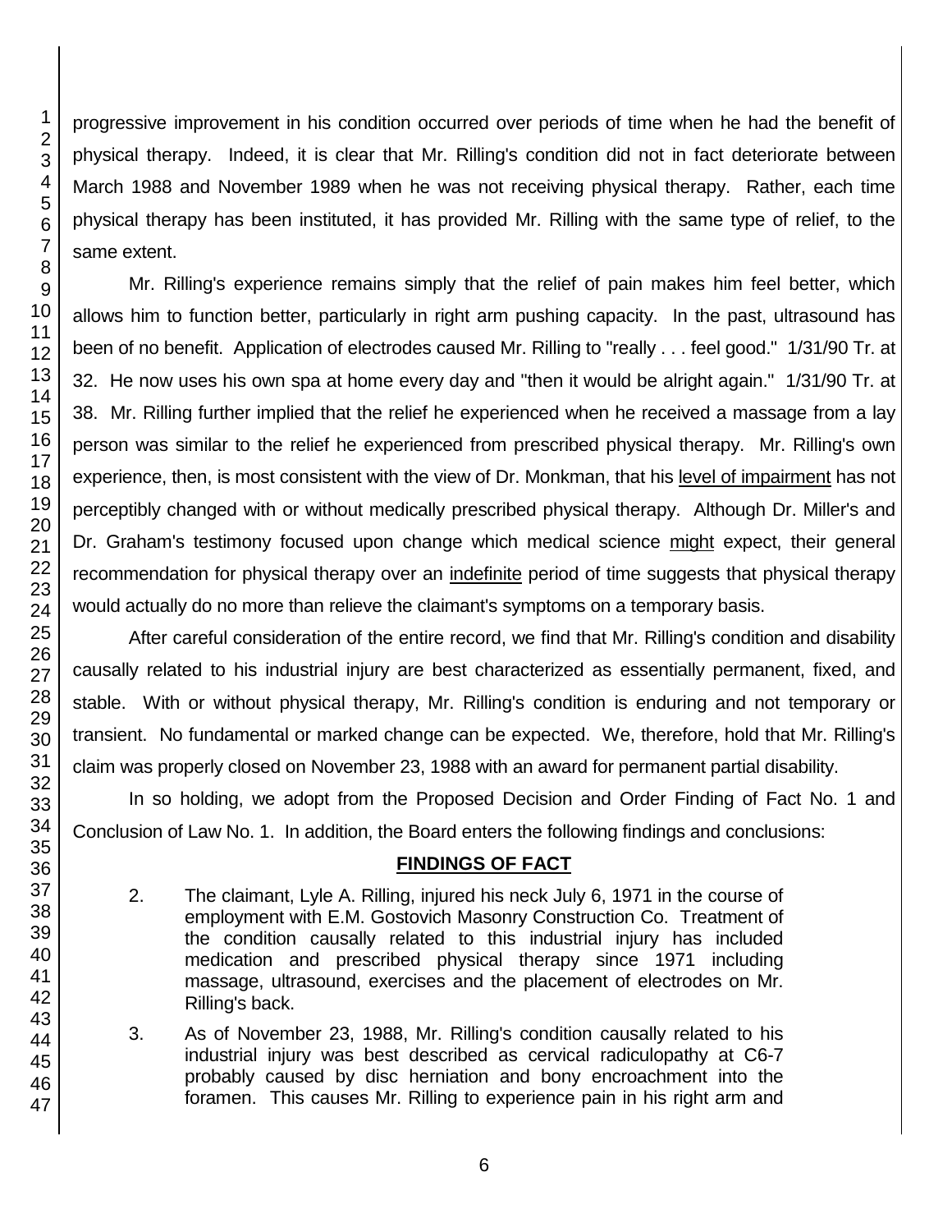progressive improvement in his condition occurred over periods of time when he had the benefit of physical therapy. Indeed, it is clear that Mr. Rilling's condition did not in fact deteriorate between March 1988 and November 1989 when he was not receiving physical therapy. Rather, each time physical therapy has been instituted, it has provided Mr. Rilling with the same type of relief, to the same extent.

Mr. Rilling's experience remains simply that the relief of pain makes him feel better, which allows him to function better, particularly in right arm pushing capacity. In the past, ultrasound has been of no benefit. Application of electrodes caused Mr. Rilling to "really . . . feel good." 1/31/90 Tr. at 32. He now uses his own spa at home every day and "then it would be alright again." 1/31/90 Tr. at 38. Mr. Rilling further implied that the relief he experienced when he received a massage from a lay person was similar to the relief he experienced from prescribed physical therapy. Mr. Rilling's own experience, then, is most consistent with the view of Dr. Monkman, that his level of impairment has not perceptibly changed with or without medically prescribed physical therapy. Although Dr. Miller's and Dr. Graham's testimony focused upon change which medical science might expect, their general recommendation for physical therapy over an indefinite period of time suggests that physical therapy would actually do no more than relieve the claimant's symptoms on a temporary basis.

After careful consideration of the entire record, we find that Mr. Rilling's condition and disability causally related to his industrial injury are best characterized as essentially permanent, fixed, and stable. With or without physical therapy, Mr. Rilling's condition is enduring and not temporary or transient. No fundamental or marked change can be expected. We, therefore, hold that Mr. Rilling's claim was properly closed on November 23, 1988 with an award for permanent partial disability.

In so holding, we adopt from the Proposed Decision and Order Finding of Fact No. 1 and Conclusion of Law No. 1. In addition, the Board enters the following findings and conclusions:

## FINDINGS OF FACT

2. The claimant, Lyle A. Rilling, injured his neck July 6, 1971 in the course of employment with E.M. Gostovich Masonry Construction Co. Treatment of the condition causally related to this industrial injury has included medication and prescribed physical therapy since 1971 including massage, ultrasound, exercises and the placement of electrodes on Mr. Rilling's back.

3. As of November 23, 1988, Mr. Rilling's condition causally related to his industrial injury was best described as cervical radiculopathy at C6-7 probably caused by disc herniation and bony encroachment into the foramen. This causes Mr. Rilling to experience pain in his right arm and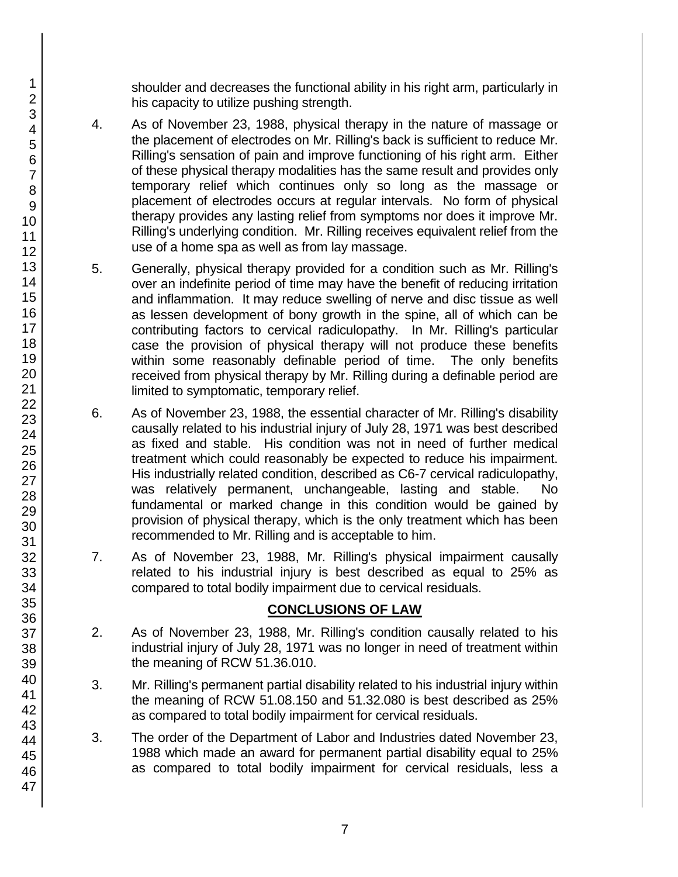shoulder and decreases the functional ability in his right arm, particularly in his capacity to utilize pushing strength.

4. As of November 23, 1988, physical therapy in the nature of massage or the placement of electrodes on Mr. Rilling's back is sufficient to reduce Mr. Rilling's sensation of pain and improve functioning of his right arm. Either of these physical therapy modalities has the same result and provides only temporary relief which continues only so long as the massage or placement of electrodes occurs at regular intervals. No form of physical therapy provides any lasting relief from symptoms nor does it improve Mr. Rilling's underlying condition. Mr. Rilling receives equivalent relief from the use of a home spa as well as from lay massage.

5. Generally, physical therapy provided for a condition such as Mr. Rilling's over an indefinite period of time may have the benefit of reducing irritation and inflammation. It may reduce swelling of nerve and disc tissue as well as lessen development of bony growth in the spine, all of which can be contributing factors to cervical radiculopathy. In Mr. Rilling's particular case the provision of physical therapy will not produce these benefits within some reasonably definable period of time. The only benefits received from physical therapy by Mr. Rilling during a definable period are limited to symptomatic, temporary relief.

6. As of November 23, 1988, the essential character of Mr. Rilling's disability causally related to his industrial injury of July 28, 1971 was best described as fixed and stable. His condition was not in need of further medical treatment which could reasonably be expected to reduce his impairment. His industrially related condition, described as C6-7 cervical radiculopathy, was relatively permanent, unchangeable, lasting and stable. No fundamental or marked change in this condition would be gained by provision of physical therapy, which is the only treatment which has been recommended to Mr. Rilling and is acceptable to him.

7. As of November 23, 1988, Mr. Rilling's physical impairment causally related to his industrial injury is best described as equal to 25% as compared to total bodily impairment due to cervical residuals.

## CONCLUSIONS OF LAW

2. As of November 23, 1988, Mr. Rilling's condition causally related to his industrial injury of July 28, 1971 was no longer in need of treatment within the meaning of RCW 51.36.010.

3. Mr. Rilling's permanent partial disability related to his industrial injury within the meaning of RCW 51.08.150 and 51.32.080 is best described as 25% as compared to total bodily impairment for cervical residuals.

3. The order of the Department of Labor and Industries dated November 23, 1988 which made an award for permanent partial disability equal to 25% as compared to total bodily impairment for cervical residuals, less a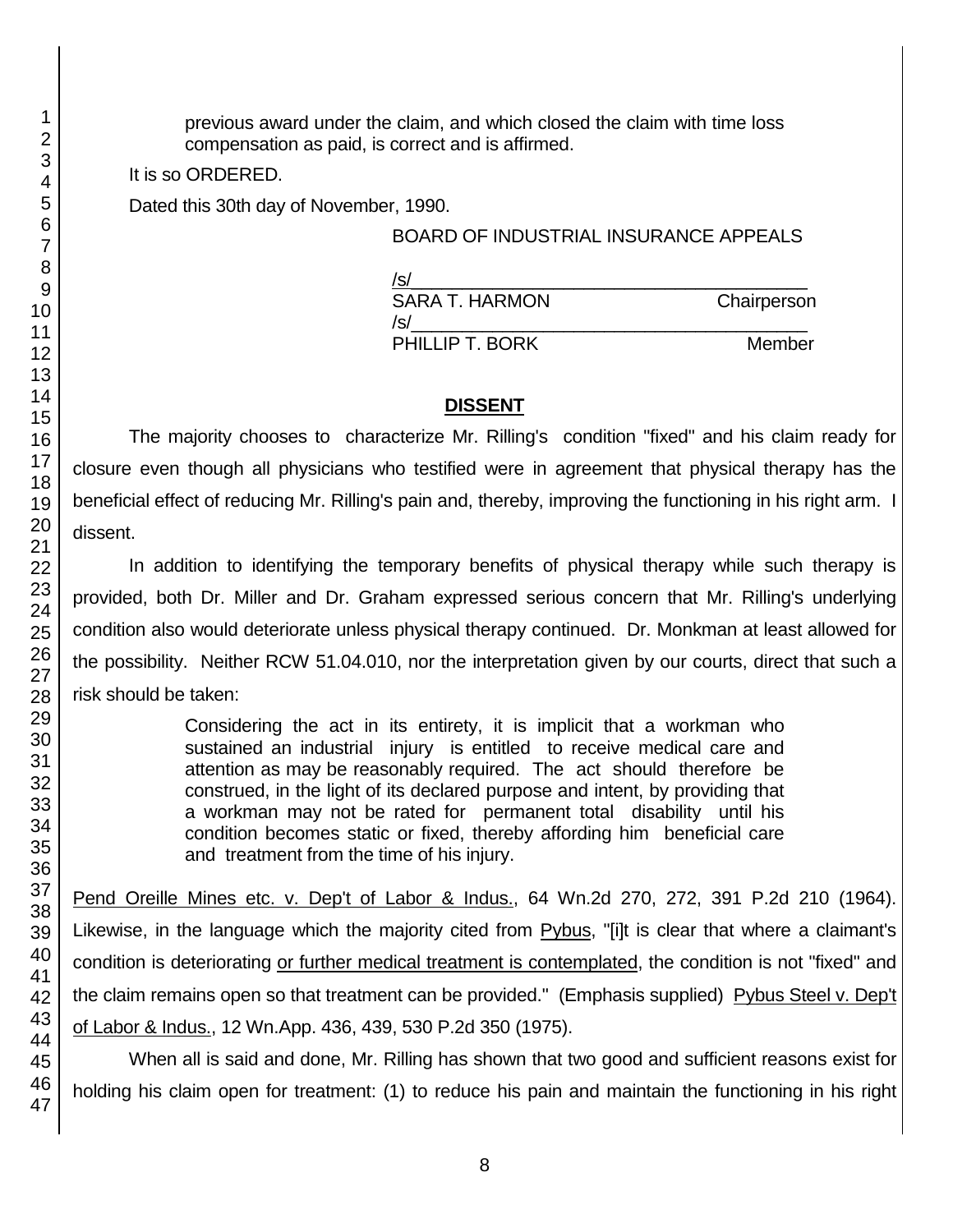previous award under the claim, and which closed the claim with time loss compensation as paid, is correct and is affirmed.

It is so ORDERED.

Dated this 30th day of November, 1990.

BOARD OF INDUSTRIAL INSURANCE APPEALS

/s/______________________________________
SARA T. HARMON Chairperson

/s/______________________________________
PHILLIP T. BORK Member

## DISSENT

The majority chooses to characterize Mr. Rilling's condition "fixed" and his claim ready for closure even though all physicians who testified were in agreement that physical therapy has the beneficial effect of reducing Mr. Rilling's pain and, thereby, improving the functioning in his right arm. I dissent.

In addition to identifying the temporary benefits of physical therapy while such therapy is provided, both Dr. Miller and Dr. Graham expressed serious concern that Mr. Rilling's underlying condition also would deteriorate unless physical therapy continued. Dr. Monkman at least allowed for the possibility. Neither RCW 51.04.010, nor the interpretation given by our courts, direct that such a risk should be taken:

> Considering the act in its entirety, it is implicit that a workman who sustained an industrial injury is entitled to receive medical care and attention as may be reasonably required. The act should therefore be construed, in the light of its declared purpose and intent, by providing that a workman may not be rated for permanent total disability until his condition becomes static or fixed, thereby affording him beneficial care and treatment from the time of his injury.

Pend Oreille Mines etc. v. Dep't of Labor & Indus., 64 Wn.2d 270, 272, 391 P.2d 210 (1964). Likewise, in the language which the majority cited from Pybus, "[i]t is clear that where a claimant's condition is deteriorating or further medical treatment is contemplated, the condition is not "fixed" and the claim remains open so that treatment can be provided." (Emphasis supplied) Pybus Steel v. Dep't of Labor & Indus., 12 Wn.App. 436, 439, 530 P.2d 350 (1975).

When all is said and done, Mr. Rilling has shown that two good and sufficient reasons exist for holding his claim open for treatment: (1) to reduce his pain and maintain the functioning in his right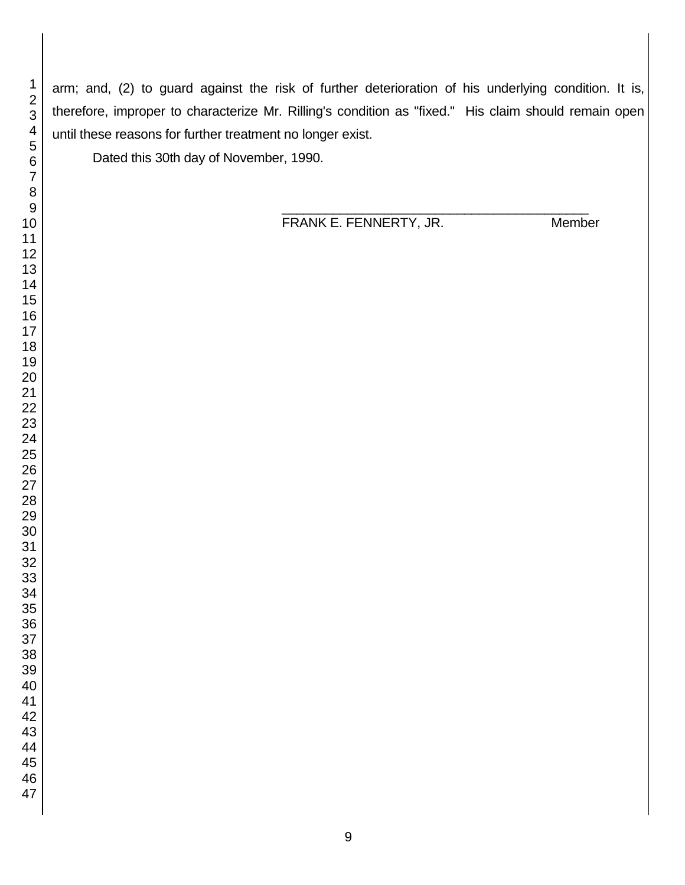arm; and, (2) to guard against the risk of further deterioration of his underlying condition. It is, therefore, improper to characterize Mr. Rilling's condition as "fixed." His claim should remain open until these reasons for further treatment no longer exist.

Dated this 30th day of November, 1990.

\_\_\_\_\_\_\_\_\_\_\_\_\_\_\_\_\_\_\_\_\_\_\_\_\_\_\_\_\_\_\_\_\_\_\_\_\_\_\_\_\_\_\_\_

FRANK E. FENNERTY, JR. Member